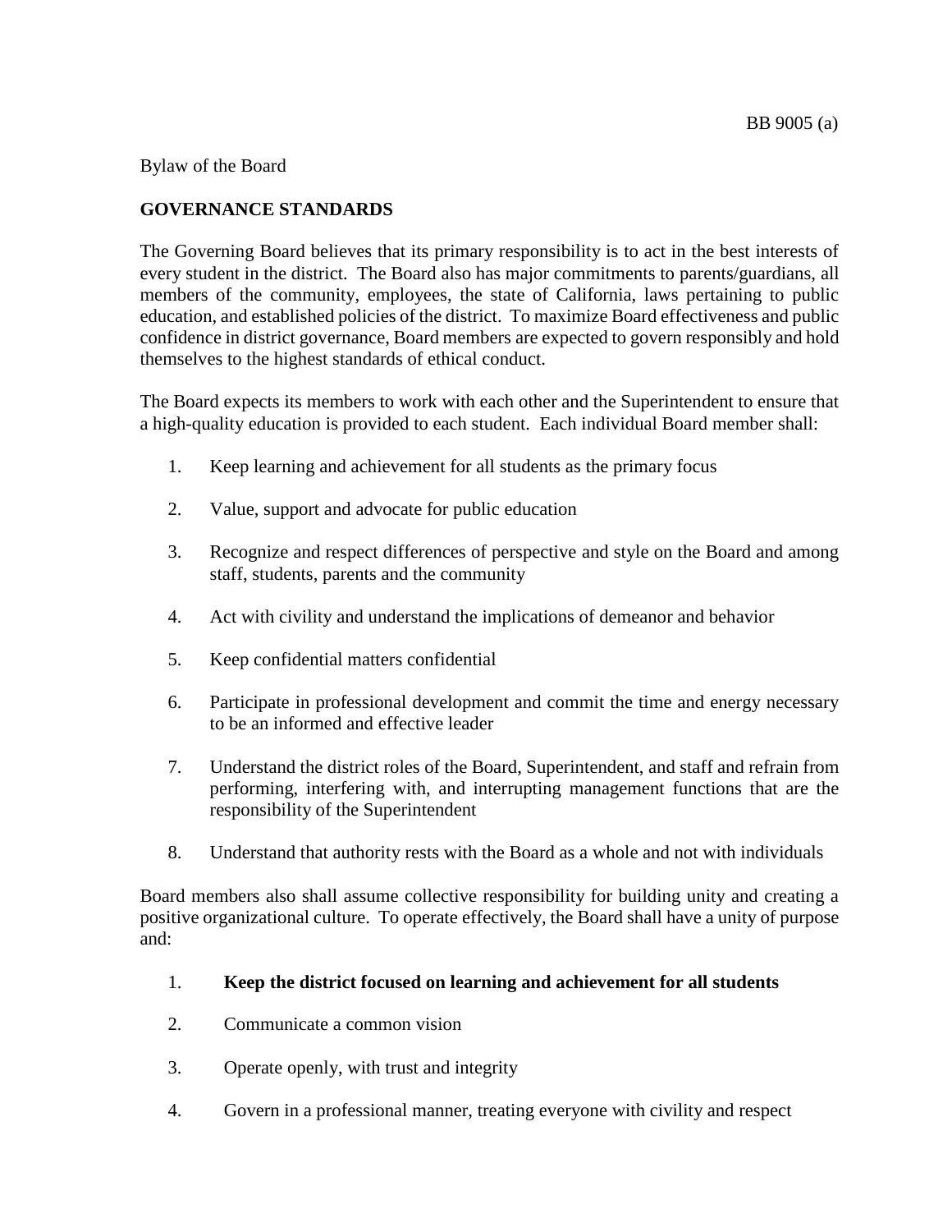Bylaw of the Board

# GOVERNANCE STANDARDS

The Governing Board believes that its primary responsibility is to act in the best interests of every student in the district. The Board also has major commitments to parents/guardians, all members of the community, employees, the state of California, laws pertaining to public education, and established policies of the district. To maximize Board effectiveness and public confidence in district governance, Board members are expected to govern responsibly and hold themselves to the highest standards of ethical conduct.

The Board expects its members to work with each other and the Superintendent to ensure that a high-quality education is provided to each student. Each individual Board member shall:

1. Keep learning and achievement for all students as the primary focus

2. Value, support and advocate for public education

3. Recognize and respect differences of perspective and style on the Board and among staff, students, parents and the community

4. Act with civility and understand the implications of demeanor and behavior

5. Keep confidential matters confidential

6. Participate in professional development and commit the time and energy necessary to be an informed and effective leader

7. Understand the district roles of the Board, Superintendent, and staff and refrain from performing, interfering with, and interrupting management functions that are the responsibility of the Superintendent

8. Understand that authority rests with the Board as a whole and not with individuals

Board members also shall assume collective responsibility for building unity and creating a positive organizational culture. To operate effectively, the Board shall have a unity of purpose and:

1. **Keep the district focused on learning and achievement for all students**

2. Communicate a common vision

3. Operate openly, with trust and integrity

4. Govern in a professional manner, treating everyone with civility and respect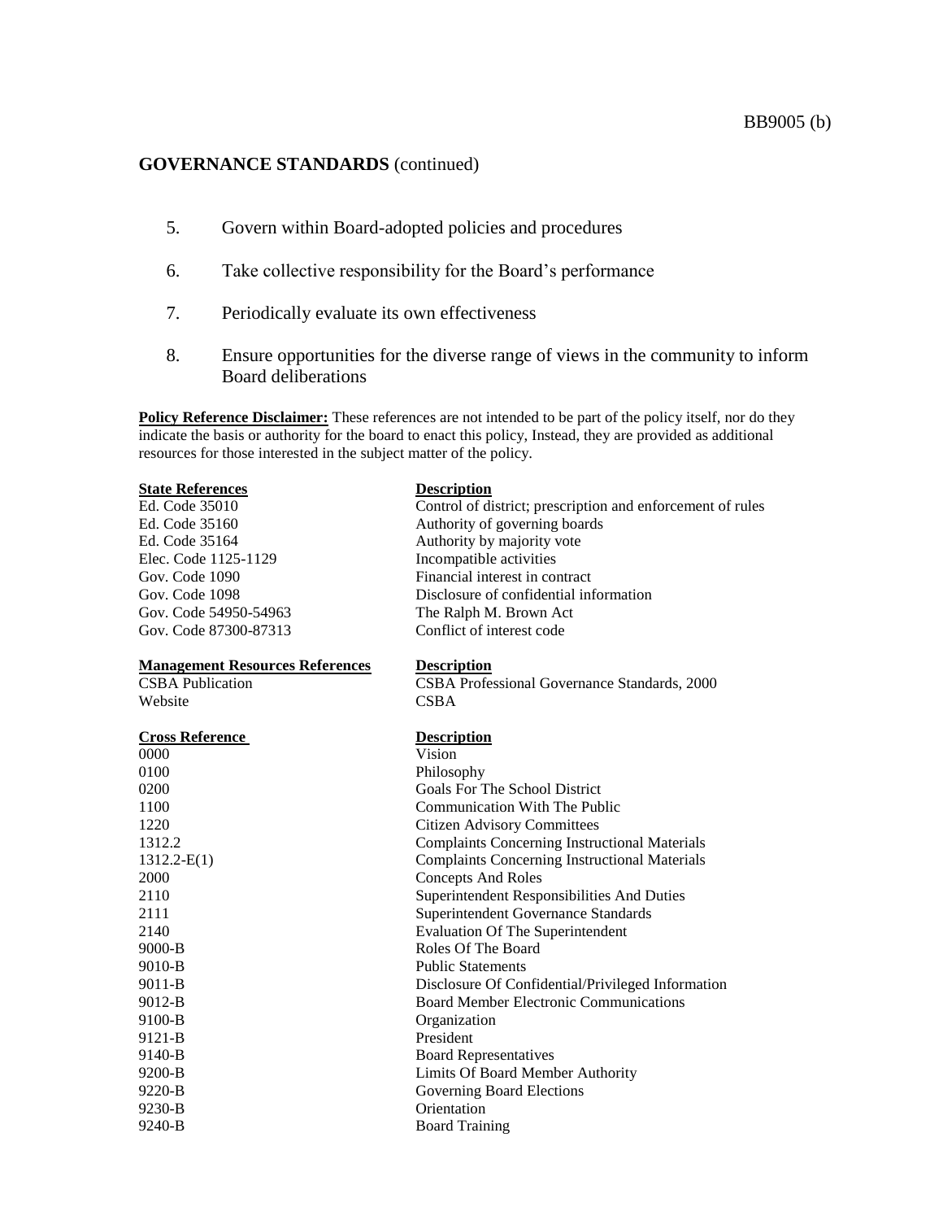## GOVERNANCE STANDARDS (continued)

5. Govern within Board-adopted policies and procedures
6. Take collective responsibility for the Board's performance
7. Periodically evaluate its own effectiveness
8. Ensure opportunities for the diverse range of views in the community to inform Board deliberations

**Policy Reference Disclaimer:** These references are not intended to be part of the policy itself, nor do they indicate the basis or authority for the board to enact this policy, Instead, they are provided as additional resources for those interested in the subject matter of the policy.

| State References | Description |
|---|---|
| Ed. Code 35010 | Control of district; prescription and enforcement of rules |
| Ed. Code 35160 | Authority of governing boards |
| Ed. Code 35164 | Authority by majority vote |
| Elec. Code 1125-1129 | Incompatible activities |
| Gov. Code 1090 | Financial interest in contract |
| Gov. Code 1098 | Disclosure of confidential information |
| Gov. Code 54950-54963 | The Ralph M. Brown Act |
| Gov. Code 87300-87313 | Conflict of interest code |

| Management Resources References | Description |
|---|---|
| CSBA Publication | CSBA Professional Governance Standards, 2000 |
| Website | CSBA |

| Cross Reference | Description |
|---|---|
| 0000 | Vision |
| 0100 | Philosophy |
| 0200 | Goals For The School District |
| 1100 | Communication With The Public |
| 1220 | Citizen Advisory Committees |
| 1312.2 | Complaints Concerning Instructional Materials |
| 1312.2-E(1) | Complaints Concerning Instructional Materials |
| 2000 | Concepts And Roles |
| 2110 | Superintendent Responsibilities And Duties |
| 2111 | Superintendent Governance Standards |
| 2140 | Evaluation Of The Superintendent |
| 9000-B | Roles Of The Board |
| 9010-B | Public Statements |
| 9011-B | Disclosure Of Confidential/Privileged Information |
| 9012-B | Board Member Electronic Communications |
| 9100-B | Organization |
| 9121-B | President |
| 9140-B | Board Representatives |
| 9200-B | Limits Of Board Member Authority |
| 9220-B | Governing Board Elections |
| 9230-B | Orientation |
| 9240-B | Board Training |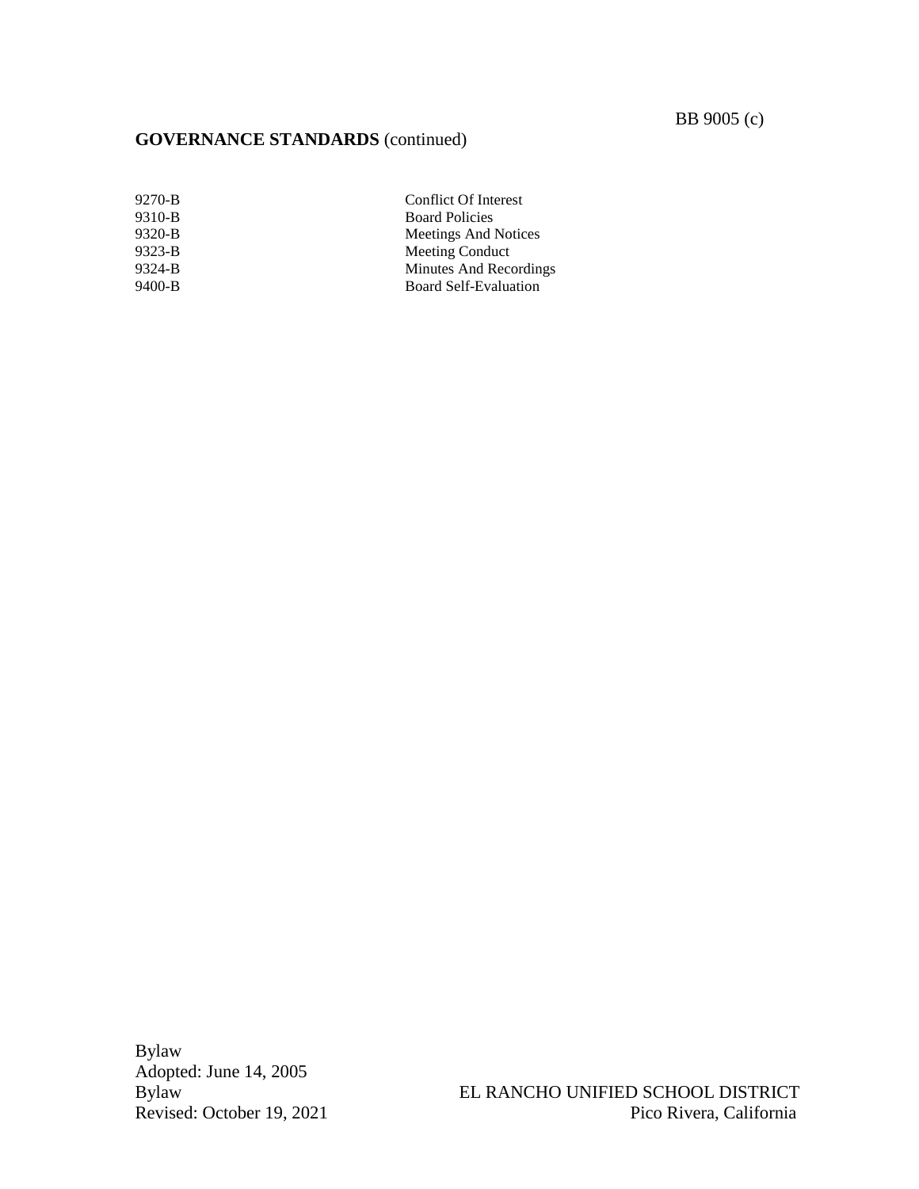**GOVERNANCE STANDARDS** (continued)

| | |
|---|---|
| 9270-B | Conflict Of Interest |
| 9310-B | Board Policies |
| 9320-B | Meetings And Notices |
| 9323-B | Meeting Conduct |
| 9324-B | Minutes And Recordings |
| 9400-B | Board Self-Evaluation |

Bylaw
Adopted: June 14, 2005
Bylaw
Revised: October 19, 2021

EL RANCHO UNIFIED SCHOOL DISTRICT
Pico Rivera, California